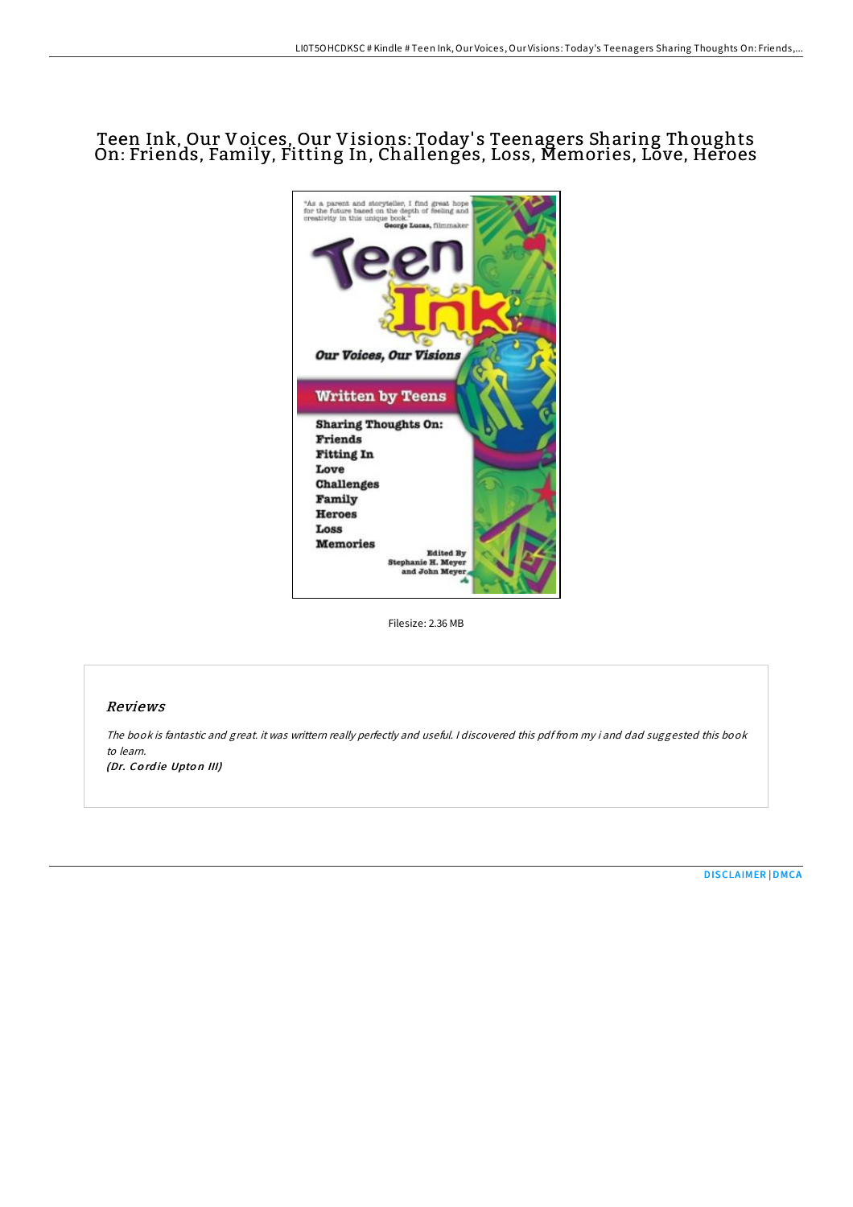# Teen Ink, Our Voices, Our Visions: Today's Teenagers Sharing Thoughts On: Friends, Family, Fitting In, Challenges, Loss, Memories, Love, Heroes

Filesize: 2.36 MB

## Reviews

*The book is fantastic and great. it was writtern really perfectly and useful. I discovered this pdf from my i and dad suggested this book to learn.*

*(Dr. Cordie Upton III)*

DISCLAIMER | DMCA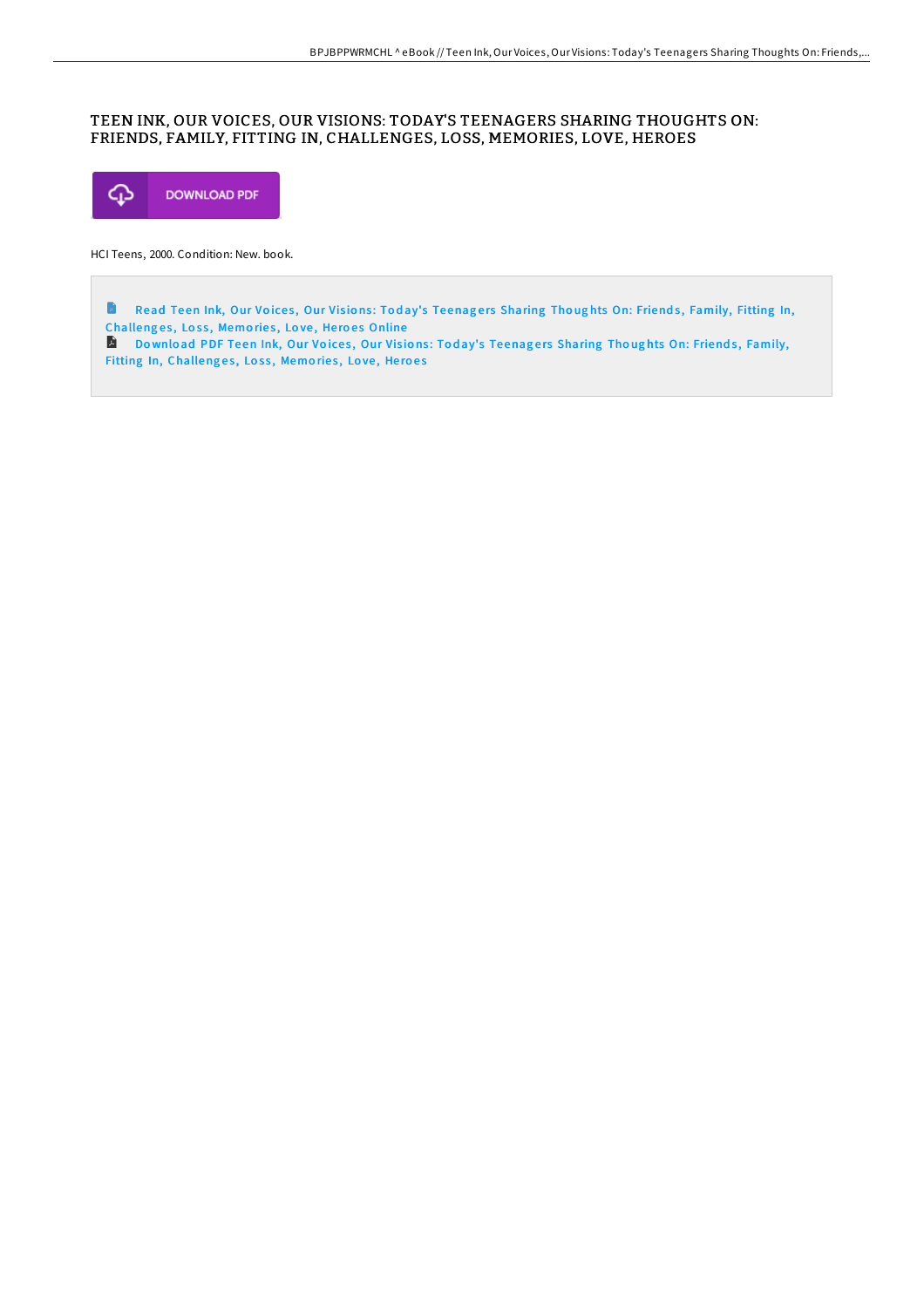# TEEN INK, OUR VOICES, OUR VISIONS: TODAY'S TEENAGERS SHARING THOUGHTS ON: FRIENDS, FAMILY, FITTING IN, CHALLENGES, LOSS, MEMORIES, LOVE, HEROES

DOWNLOAD PDF

HCI Teens, 2000. Condition: New. book.

Read Teen Ink, Our Voices, Our Visions: Today's Teenagers Sharing Thoughts On: Friends, Family, Fitting In, Challenges, Loss, Memories, Love, Heroes Online

Download PDF Teen Ink, Our Voices, Our Visions: Today's Teenagers Sharing Thoughts On: Friends, Family, Fitting In, Challenges, Loss, Memories, Love, Heroes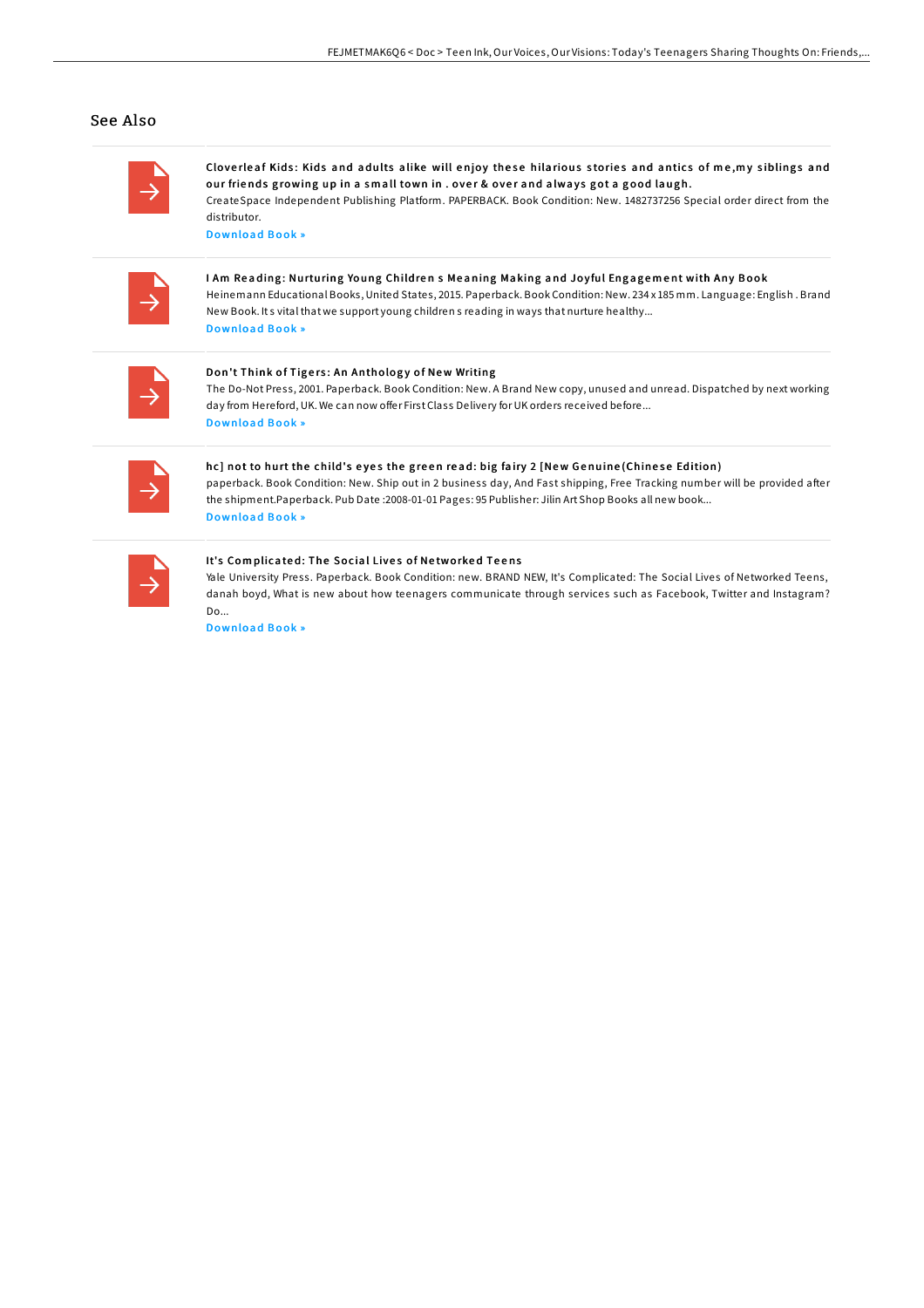## See Also

**Cloverleaf Kids: Kids and adults alike will enjoy these hilarious stories and antics of me,my siblings and our friends growing up in a small town in . over & over and always got a good laugh.**

CreateSpace Independent Publishing Platform. PAPERBACK. Book Condition: New. 1482737256 Special order direct from the distributor.

Download Book »

**I Am Reading: Nurturing Young Children s Meaning Making and Joyful Engagement with Any Book**

Heinemann Educational Books, United States, 2015. Paperback. Book Condition: New. 234 x 185 mm. Language: English . Brand New Book. It s vital that we support young children s reading in ways that nurture healthy...

Download Book »

**Don't Think of Tigers: An Anthology of New Writing**

The Do-Not Press, 2001. Paperback. Book Condition: New. A Brand New copy, unused and unread. Dispatched by next working day from Hereford, UK. We can now offer First Class Delivery for UK orders received before...

Download Book »

**hc] not to hurt the child's eyes the green read: big fairy 2 [New Genuine(Chinese Edition)**

paperback. Book Condition: New. Ship out in 2 business day, And Fast shipping, Free Tracking number will be provided after the shipment.Paperback. Pub Date :2008-01-01 Pages: 95 Publisher: Jilin Art Shop Books all new book...

Download Book »

**It's Complicated: The Social Lives of Networked Teens**

Yale University Press. Paperback. Book Condition: new. BRAND NEW, It's Complicated: The Social Lives of Networked Teens, danah boyd, What is new about how teenagers communicate through services such as Facebook, Twitter and Instagram? Do...

Download Book »